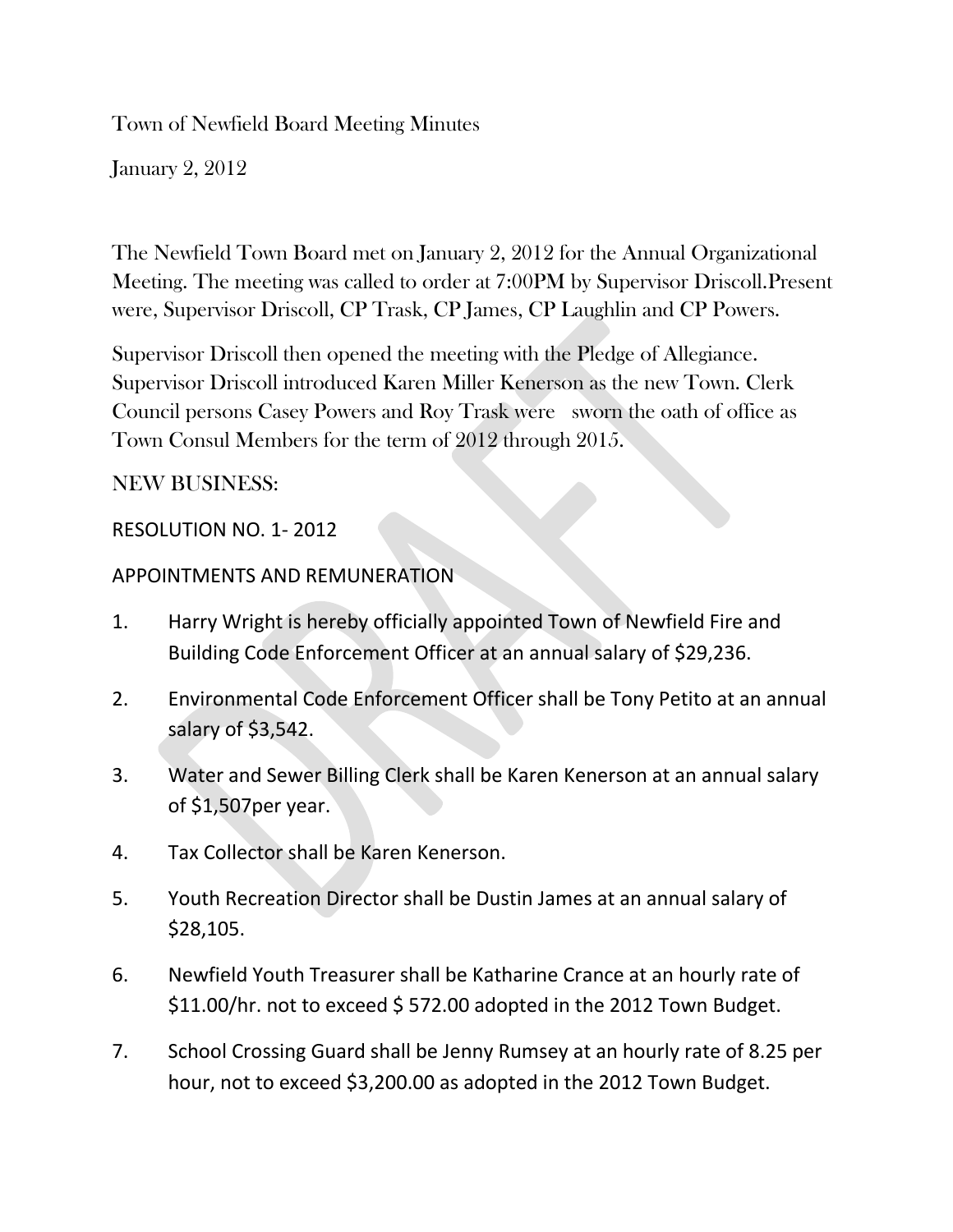Town of Newfield Board Meeting Minutes

January 2, 2012

The Newfield Town Board met on January 2, 2012 for the Annual Organizational Meeting. The meeting was called to order at 7:00PM by Supervisor Driscoll.Present were, Supervisor Driscoll, CP Trask, CP James, CP Laughlin and CP Powers.

Supervisor Driscoll then opened the meeting with the Pledge of Allegiance. Supervisor Driscoll introduced Karen Miller Kenerson as the new Town. Clerk Council persons Casey Powers and Roy Trask were sworn the oath of office as Town Consul Members for the term of 2012 through 2015.

NEW BUSINESS:

RESOLUTION NO. 1- 2012

APPOINTMENTS AND REMUNERATION

1. Harry Wright is hereby officially appointed Town of Newfield Fire and Building Code Enforcement Officer at an annual salary of $29,236.
2. Environmental Code Enforcement Officer shall be Tony Petito at an annual salary of $3,542.
3. Water and Sewer Billing Clerk shall be Karen Kenerson at an annual salary of $1,507per year.
4. Tax Collector shall be Karen Kenerson.
5. Youth Recreation Director shall be Dustin James at an annual salary of $28,105.
6. Newfield Youth Treasurer shall be Katharine Crance at an hourly rate of $11.00/hr. not to exceed $ 572.00 adopted in the 2012 Town Budget.
7. School Crossing Guard shall be Jenny Rumsey at an hourly rate of 8.25 per hour, not to exceed $3,200.00 as adopted in the 2012 Town Budget.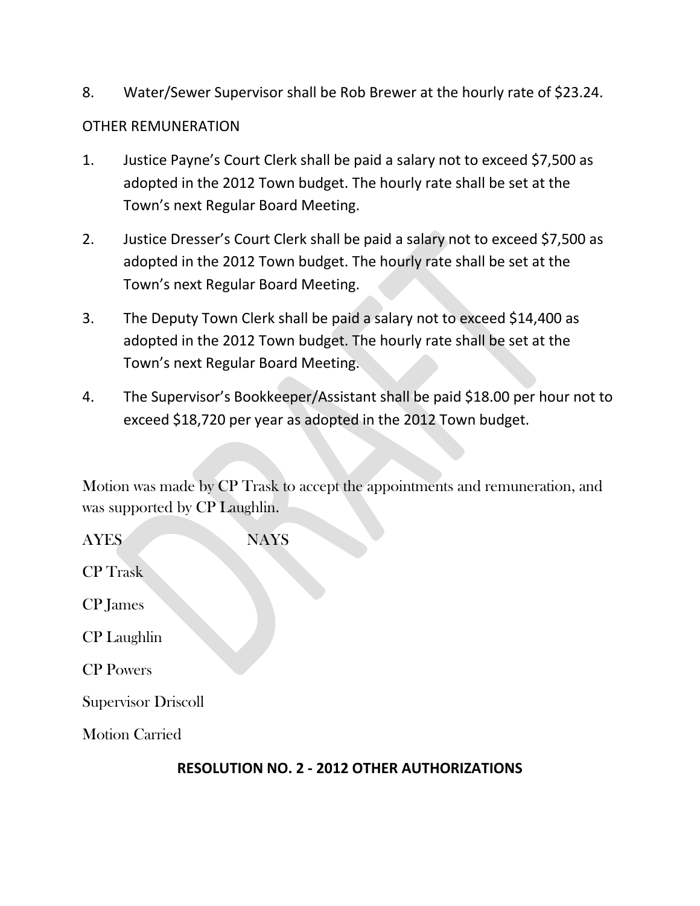8. Water/Sewer Supervisor shall be Rob Brewer at the hourly rate of $23.24.

OTHER REMUNERATION

1. Justice Payne's Court Clerk shall be paid a salary not to exceed $7,500 as adopted in the 2012 Town budget. The hourly rate shall be set at the Town's next Regular Board Meeting.
2. Justice Dresser's Court Clerk shall be paid a salary not to exceed $7,500 as adopted in the 2012 Town budget. The hourly rate shall be set at the Town's next Regular Board Meeting.
3. The Deputy Town Clerk shall be paid a salary not to exceed $14,400 as adopted in the 2012 Town budget. The hourly rate shall be set at the Town's next Regular Board Meeting.
4. The Supervisor's Bookkeeper/Assistant shall be paid $18.00 per hour not to exceed $18,720 per year as adopted in the 2012 Town budget.

Motion was made by CP Trask to accept the appointments and remuneration, and was supported by CP Laughlin.

| AYES | NAYS |
|---|---|
| CP Trask | |
| CP James | |
| CP Laughlin | |
| CP Powers | |
| Supervisor Driscoll | |

Motion Carried

**RESOLUTION NO. 2 - 2012 OTHER AUTHORIZATIONS**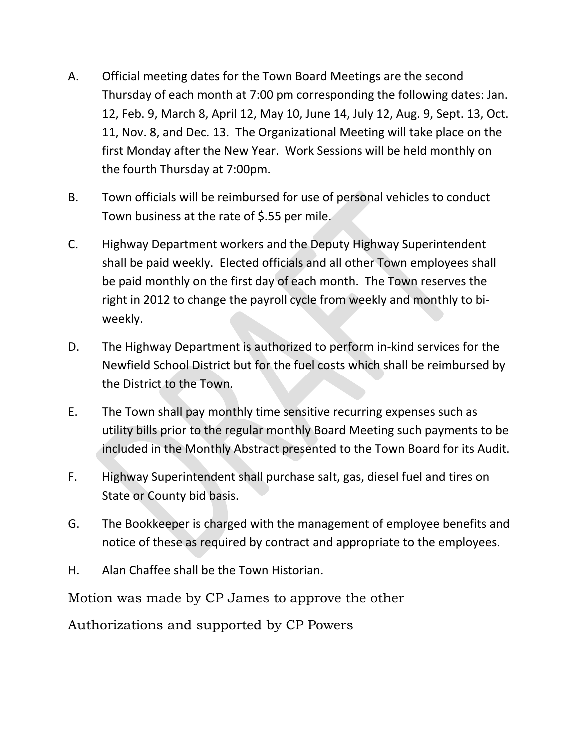A. Official meeting dates for the Town Board Meetings are the second Thursday of each month at 7:00 pm corresponding the following dates: Jan. 12, Feb. 9, March 8, April 12, May 10, June 14, July 12, Aug. 9, Sept. 13, Oct. 11, Nov. 8, and Dec. 13. The Organizational Meeting will take place on the first Monday after the New Year. Work Sessions will be held monthly on the fourth Thursday at 7:00pm.

B. Town officials will be reimbursed for use of personal vehicles to conduct Town business at the rate of $.55 per mile.

C. Highway Department workers and the Deputy Highway Superintendent shall be paid weekly. Elected officials and all other Town employees shall be paid monthly on the first day of each month. The Town reserves the right in 2012 to change the payroll cycle from weekly and monthly to bi-weekly.

D. The Highway Department is authorized to perform in-kind services for the Newfield School District but for the fuel costs which shall be reimbursed by the District to the Town.

E. The Town shall pay monthly time sensitive recurring expenses such as utility bills prior to the regular monthly Board Meeting such payments to be included in the Monthly Abstract presented to the Town Board for its Audit.

F. Highway Superintendent shall purchase salt, gas, diesel fuel and tires on State or County bid basis.

G. The Bookkeeper is charged with the management of employee benefits and notice of these as required by contract and appropriate to the employees.

H. Alan Chaffee shall be the Town Historian.

Motion was made by CP James to approve the other Authorizations and supported by CP Powers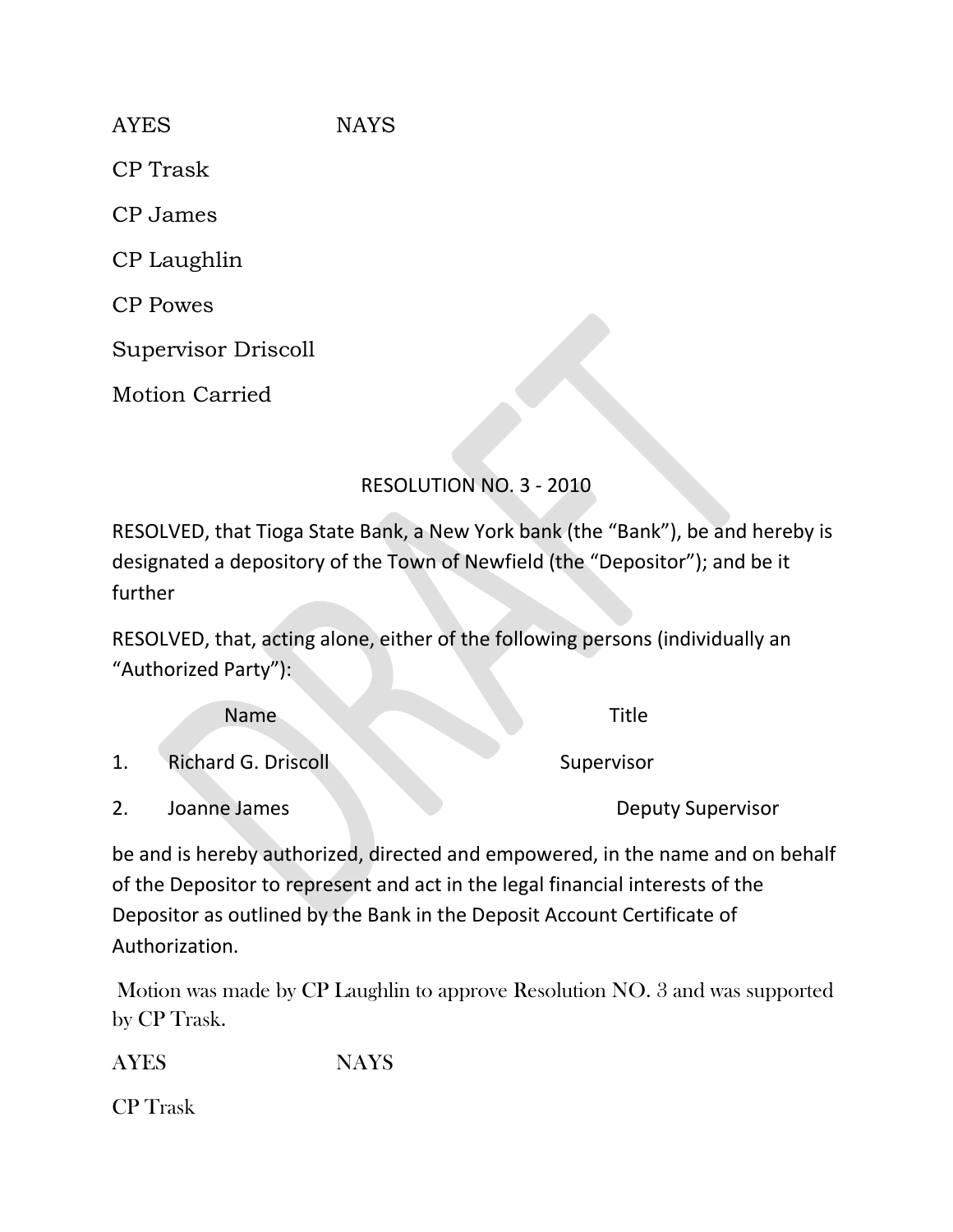AYES NAYS

CP Trask

CP James

CP Laughlin

CP Powes

Supervisor Driscoll

Motion Carried

RESOLUTION NO. 3 - 2010

RESOLVED, that Tioga State Bank, a New York bank (the "Bank"), be and hereby is designated a depository of the Town of Newfield (the "Depositor"); and be it further

RESOLVED, that, acting alone, either of the following persons (individually an "Authorized Party"):

| | Name | Title |
|---|---|---|
| 1. | Richard G. Driscoll | Supervisor |
| 2. | Joanne James | Deputy Supervisor |

be and is hereby authorized, directed and empowered, in the name and on behalf of the Depositor to represent and act in the legal financial interests of the Depositor as outlined by the Bank in the Deposit Account Certificate of Authorization.

Motion was made by CP Laughlin to approve Resolution NO. 3 and was supported by CP Trask.

AYES NAYS

CP Trask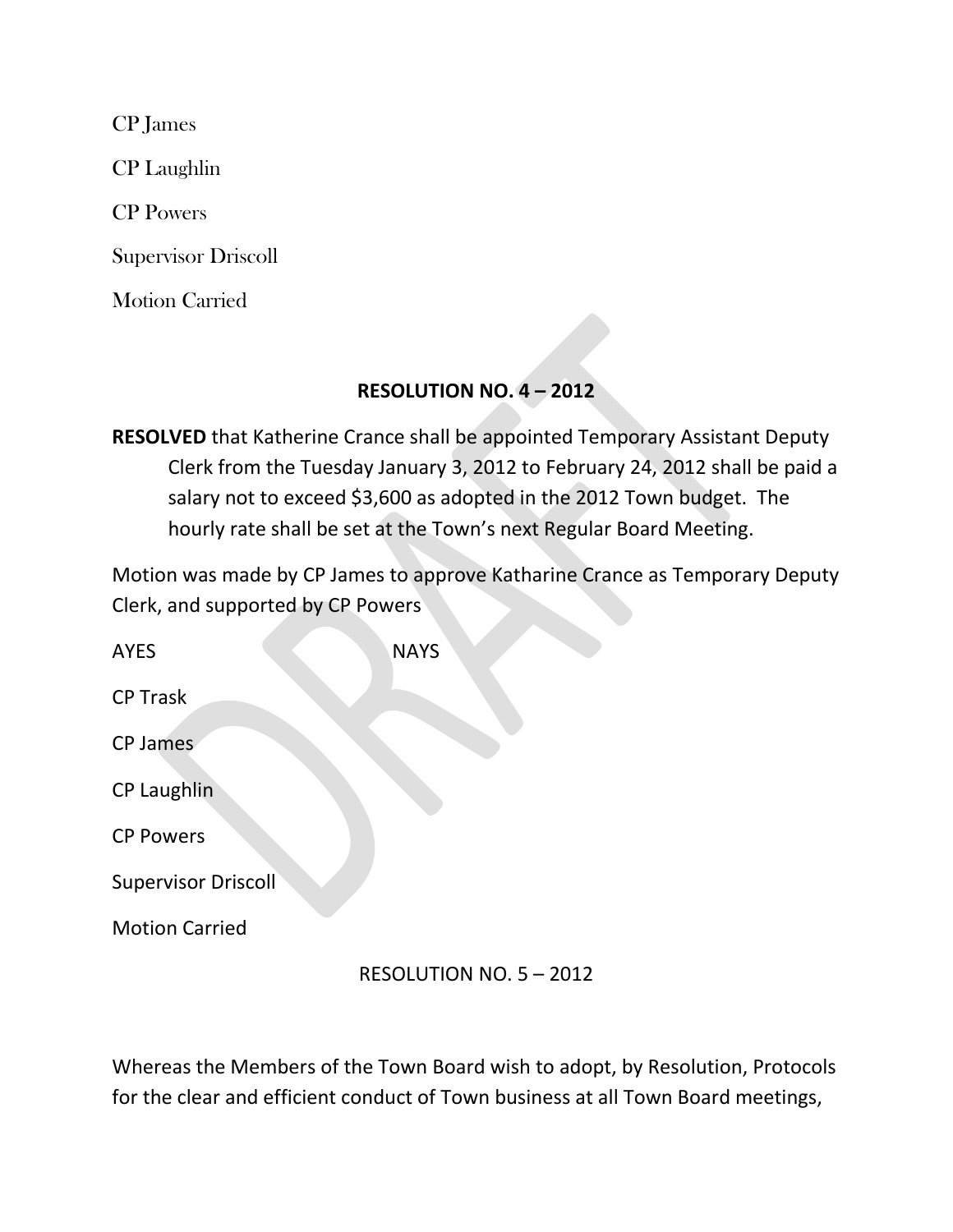CP James

CP Laughlin

CP Powers

Supervisor Driscoll

Motion Carried

**RESOLUTION NO. 4 – 2012**

**RESOLVED** that Katherine Crance shall be appointed Temporary Assistant Deputy Clerk from the Tuesday January 3, 2012 to February 24, 2012 shall be paid a salary not to exceed $3,600 as adopted in the 2012 Town budget. The hourly rate shall be set at the Town's next Regular Board Meeting.

Motion was made by CP James to approve Katharine Crance as Temporary Deputy Clerk, and supported by CP Powers

| AYES | NAYS |
|---|---|
| CP Trask | |
| CP James | |
| CP Laughlin | |
| CP Powers | |
| Supervisor Driscoll | |

Motion Carried

RESOLUTION NO. 5 – 2012

Whereas the Members of the Town Board wish to adopt, by Resolution, Protocols for the clear and efficient conduct of Town business at all Town Board meetings,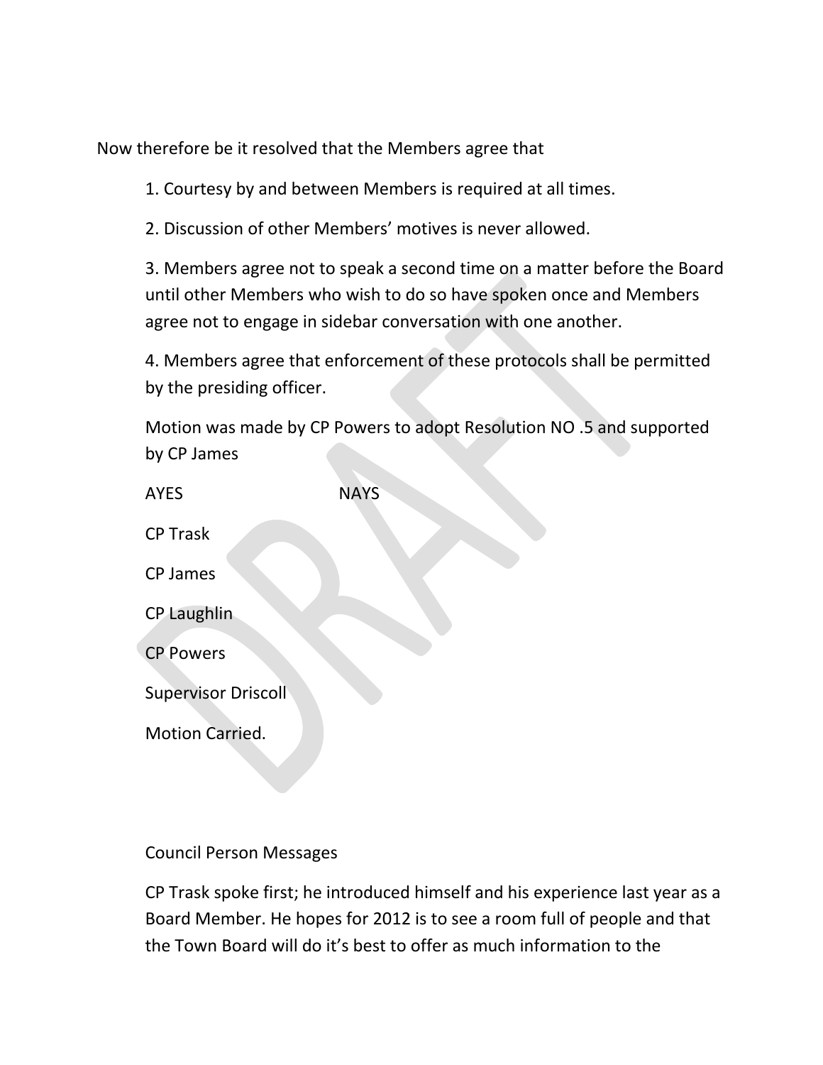Now therefore be it resolved that the Members agree that

1. Courtesy by and between Members is required at all times.

2. Discussion of other Members' motives is never allowed.

3. Members agree not to speak a second time on a matter before the Board until other Members who wish to do so have spoken once and Members agree not to engage in sidebar conversation with one another.

4. Members agree that enforcement of these protocols shall be permitted by the presiding officer.

Motion was made by CP Powers to adopt Resolution NO .5 and supported by CP James

| AYES | NAYS |
|---|---|
| CP Trask | |
| CP James | |
| CP Laughlin | |
| CP Powers | |
| Supervisor Driscoll | |

Motion Carried.

Council Person Messages

CP Trask spoke first; he introduced himself and his experience last year as a Board Member. He hopes for 2012 is to see a room full of people and that the Town Board will do it's best to offer as much information to the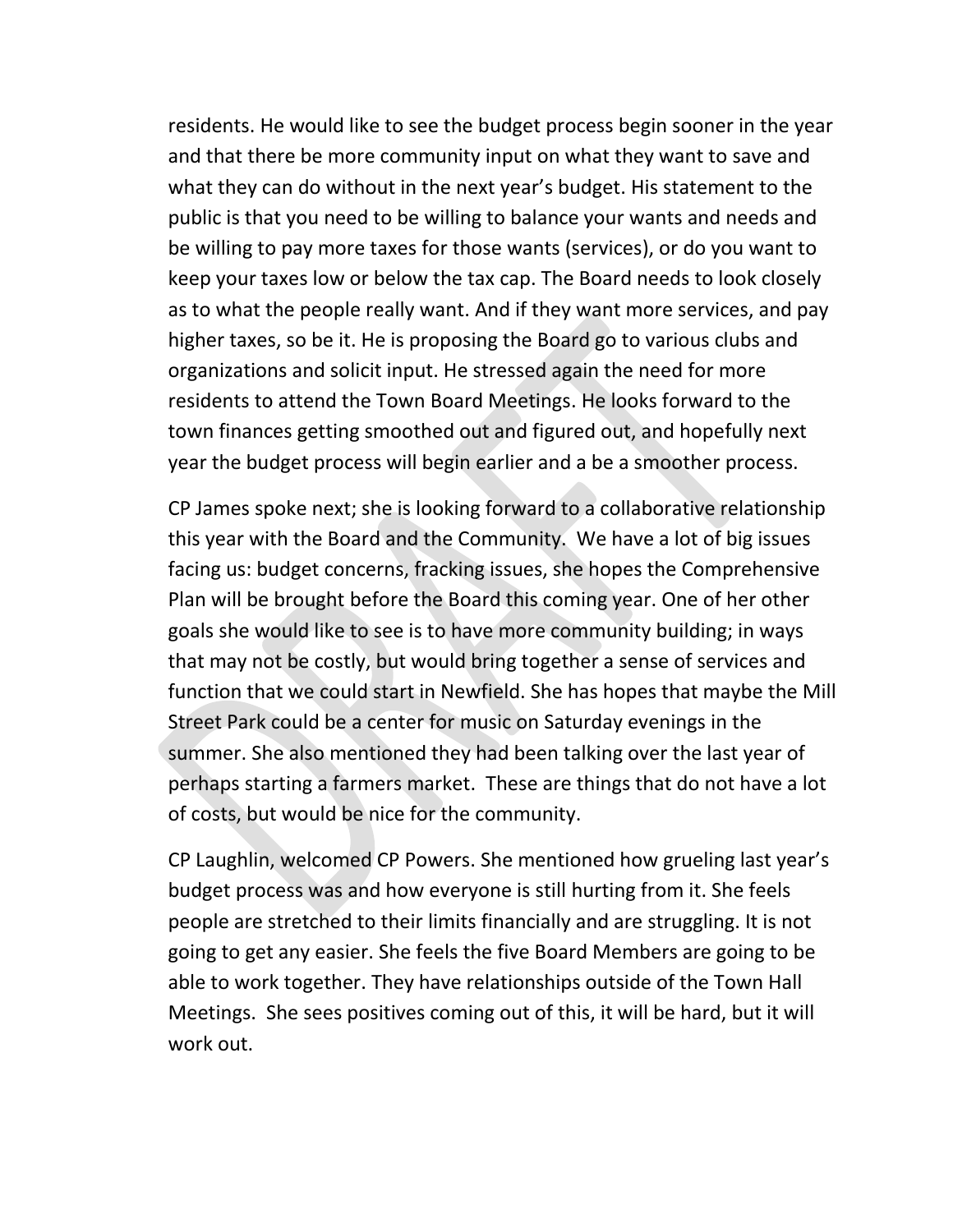residents. He would like to see the budget process begin sooner in the year and that there be more community input on what they want to save and what they can do without in the next year's budget. His statement to the public is that you need to be willing to balance your wants and needs and be willing to pay more taxes for those wants (services), or do you want to keep your taxes low or below the tax cap. The Board needs to look closely as to what the people really want. And if they want more services, and pay higher taxes, so be it. He is proposing the Board go to various clubs and organizations and solicit input. He stressed again the need for more residents to attend the Town Board Meetings. He looks forward to the town finances getting smoothed out and figured out, and hopefully next year the budget process will begin earlier and a be a smoother process.

CP James spoke next; she is looking forward to a collaborative relationship this year with the Board and the Community. We have a lot of big issues facing us: budget concerns, fracking issues, she hopes the Comprehensive Plan will be brought before the Board this coming year. One of her other goals she would like to see is to have more community building; in ways that may not be costly, but would bring together a sense of services and function that we could start in Newfield. She has hopes that maybe the Mill Street Park could be a center for music on Saturday evenings in the summer. She also mentioned they had been talking over the last year of perhaps starting a farmers market. These are things that do not have a lot of costs, but would be nice for the community.

CP Laughlin, welcomed CP Powers. She mentioned how grueling last year's budget process was and how everyone is still hurting from it. She feels people are stretched to their limits financially and are struggling. It is not going to get any easier. She feels the five Board Members are going to be able to work together. They have relationships outside of the Town Hall Meetings. She sees positives coming out of this, it will be hard, but it will work out.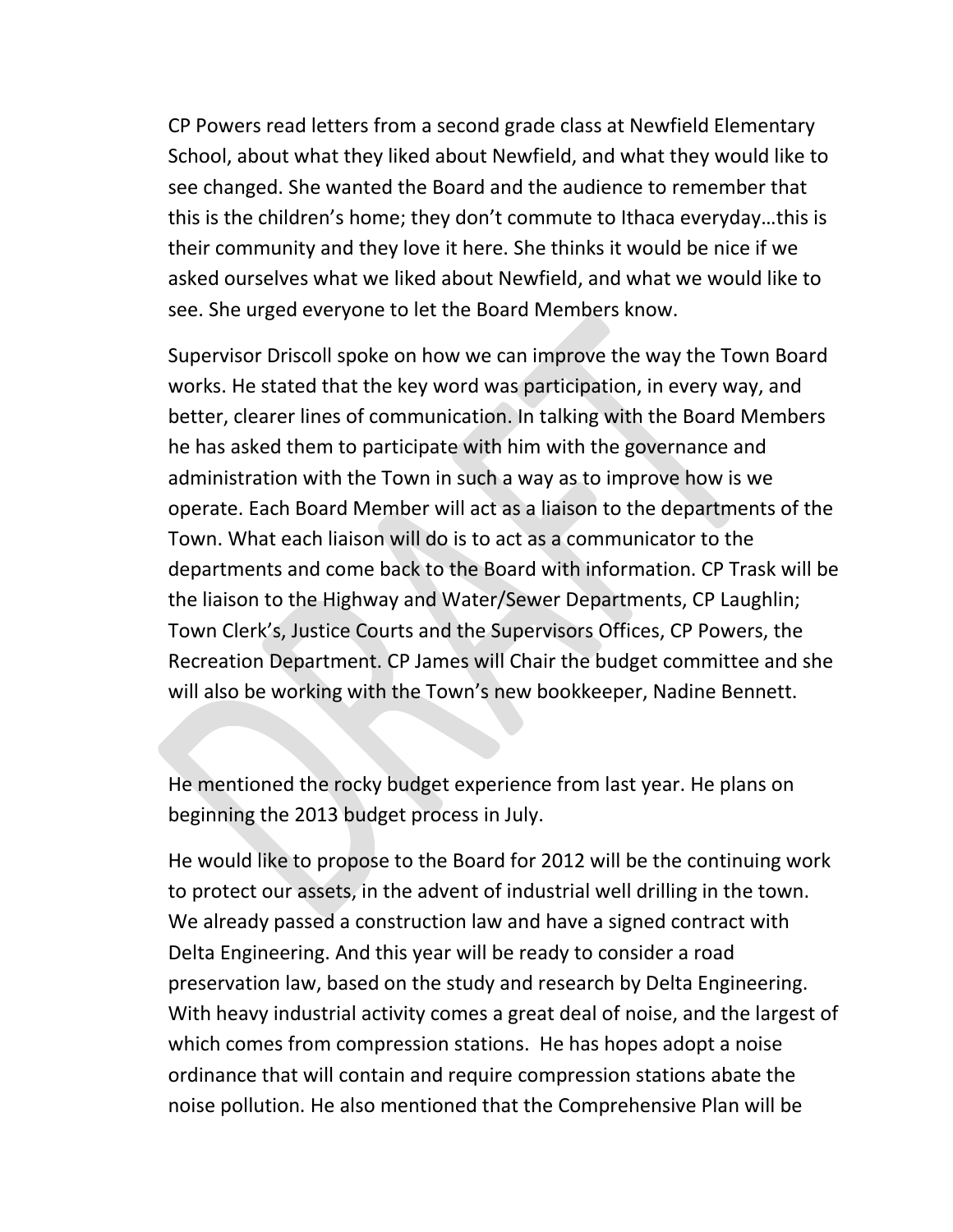CP Powers read letters from a second grade class at Newfield Elementary School, about what they liked about Newfield, and what they would like to see changed. She wanted the Board and the audience to remember that this is the children's home; they don't commute to Ithaca everyday…this is their community and they love it here. She thinks it would be nice if we asked ourselves what we liked about Newfield, and what we would like to see. She urged everyone to let the Board Members know.

Supervisor Driscoll spoke on how we can improve the way the Town Board works. He stated that the key word was participation, in every way, and better, clearer lines of communication. In talking with the Board Members he has asked them to participate with him with the governance and administration with the Town in such a way as to improve how is we operate. Each Board Member will act as a liaison to the departments of the Town. What each liaison will do is to act as a communicator to the departments and come back to the Board with information. CP Trask will be the liaison to the Highway and Water/Sewer Departments, CP Laughlin; Town Clerk's, Justice Courts and the Supervisors Offices, CP Powers, the Recreation Department. CP James will Chair the budget committee and she will also be working with the Town's new bookkeeper, Nadine Bennett.

He mentioned the rocky budget experience from last year. He plans on beginning the 2013 budget process in July.

He would like to propose to the Board for 2012 will be the continuing work to protect our assets, in the advent of industrial well drilling in the town. We already passed a construction law and have a signed contract with Delta Engineering. And this year will be ready to consider a road preservation law, based on the study and research by Delta Engineering. With heavy industrial activity comes a great deal of noise, and the largest of which comes from compression stations. He has hopes adopt a noise ordinance that will contain and require compression stations abate the noise pollution. He also mentioned that the Comprehensive Plan will be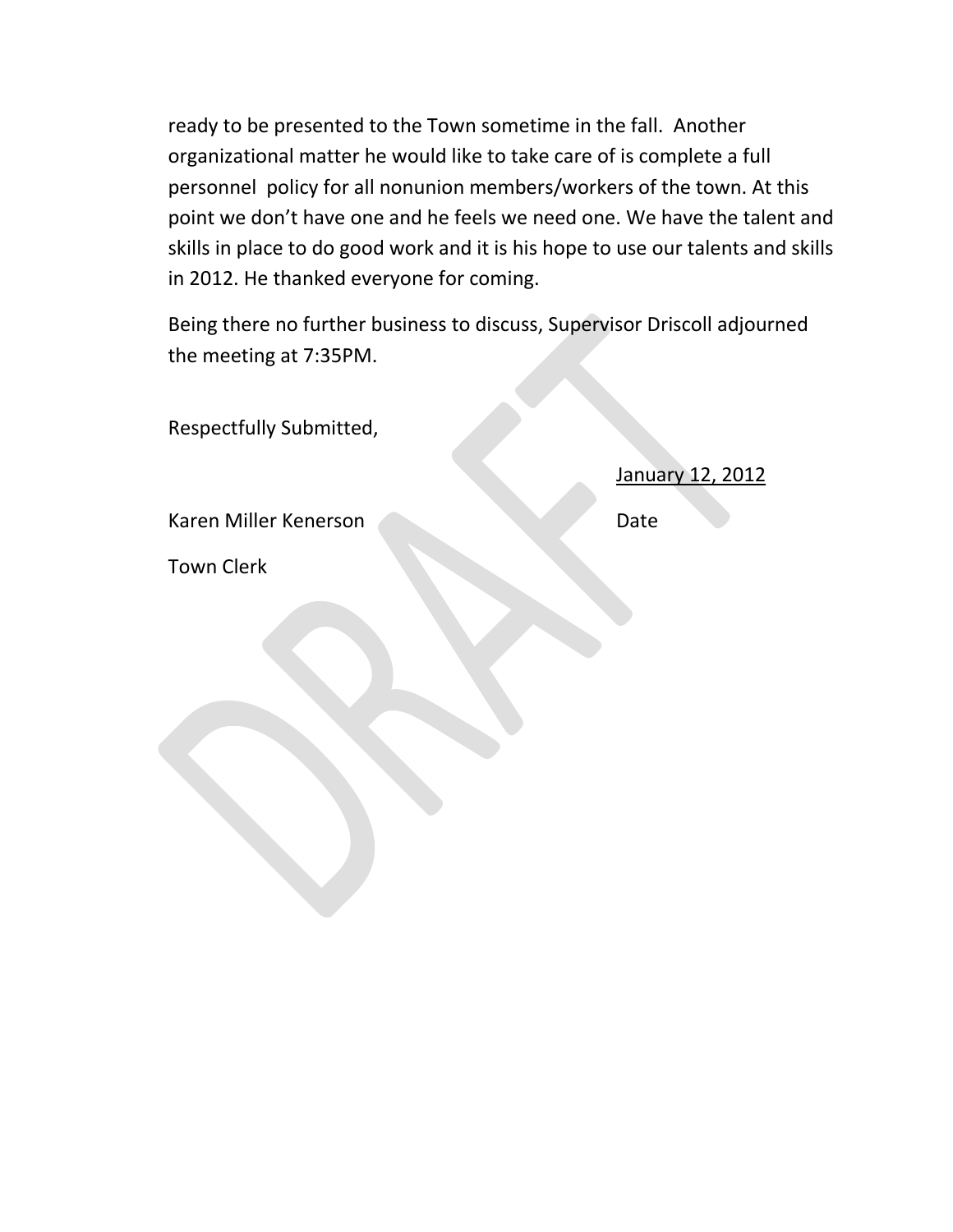ready to be presented to the Town sometime in the fall. Another organizational matter he would like to take care of is complete a full personnel policy for all nonunion members/workers of the town. At this point we don't have one and he feels we need one. We have the talent and skills in place to do good work and it is his hope to use our talents and skills in 2012. He thanked everyone for coming.

Being there no further business to discuss, Supervisor Driscoll adjourned the meeting at 7:35PM.

Respectfully Submitted,

| | |
|---|---|
| | <u>January 12, 2012</u> |
| Karen Miller Kenerson | Date |
| Town Clerk | |